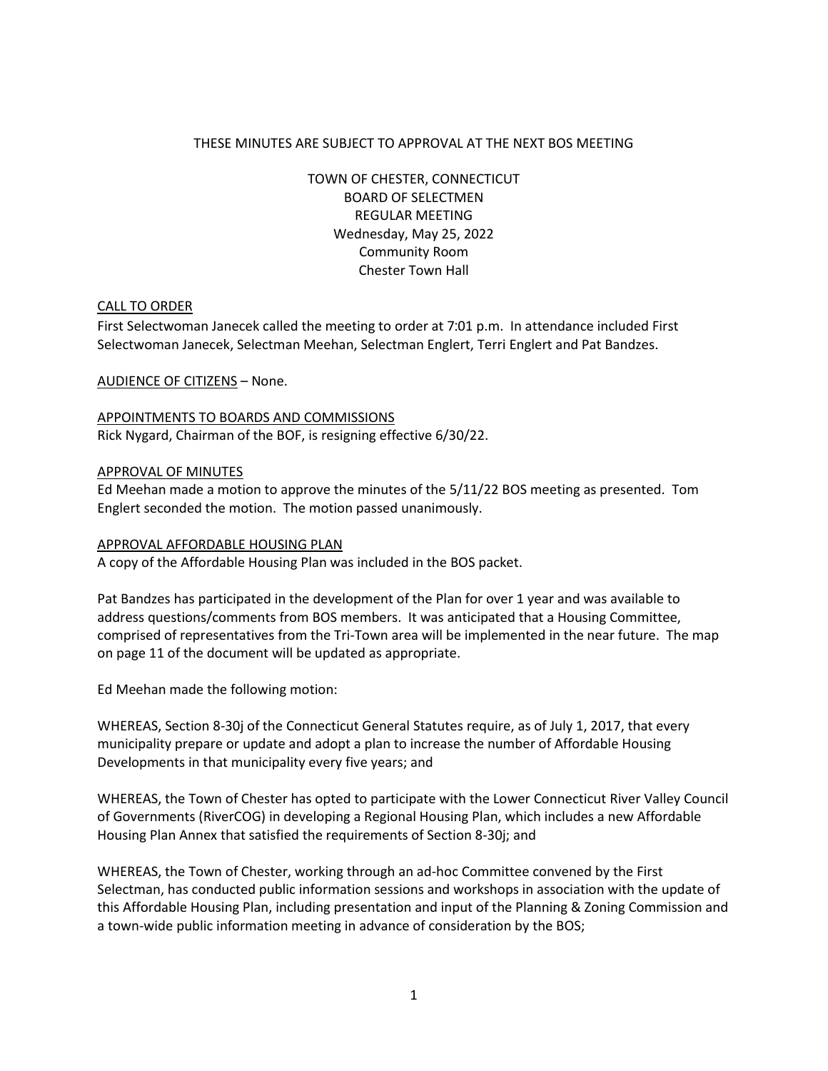THESE MINUTES ARE SUBJECT TO APPROVAL AT THE NEXT BOS MEETING

TOWN OF CHESTER, CONNECTICUT
BOARD OF SELECTMEN
REGULAR MEETING
Wednesday, May 25, 2022
Community Room
Chester Town Hall

<u>CALL TO ORDER</u>

First Selectwoman Janecek called the meeting to order at 7:01 p.m. In attendance included First Selectwoman Janecek, Selectman Meehan, Selectman Englert, Terri Englert and Pat Bandzes.

<u>AUDIENCE OF CITIZENS</u> – None.

<u>APPOINTMENTS TO BOARDS AND COMMISSIONS</u>

Rick Nygard, Chairman of the BOF, is resigning effective 6/30/22.

<u>APPROVAL OF MINUTES</u>

Ed Meehan made a motion to approve the minutes of the 5/11/22 BOS meeting as presented. Tom Englert seconded the motion. The motion passed unanimously.

<u>APPROVAL AFFORDABLE HOUSING PLAN</u>

A copy of the Affordable Housing Plan was included in the BOS packet.

Pat Bandzes has participated in the development of the Plan for over 1 year and was available to address questions/comments from BOS members. It was anticipated that a Housing Committee, comprised of representatives from the Tri-Town area will be implemented in the near future. The map on page 11 of the document will be updated as appropriate.

Ed Meehan made the following motion:

WHEREAS, Section 8-30j of the Connecticut General Statutes require, as of July 1, 2017, that every municipality prepare or update and adopt a plan to increase the number of Affordable Housing Developments in that municipality every five years; and

WHEREAS, the Town of Chester has opted to participate with the Lower Connecticut River Valley Council of Governments (RiverCOG) in developing a Regional Housing Plan, which includes a new Affordable Housing Plan Annex that satisfied the requirements of Section 8-30j; and

WHEREAS, the Town of Chester, working through an ad-hoc Committee convened by the First Selectman, has conducted public information sessions and workshops in association with the update of this Affordable Housing Plan, including presentation and input of the Planning & Zoning Commission and a town-wide public information meeting in advance of consideration by the BOS;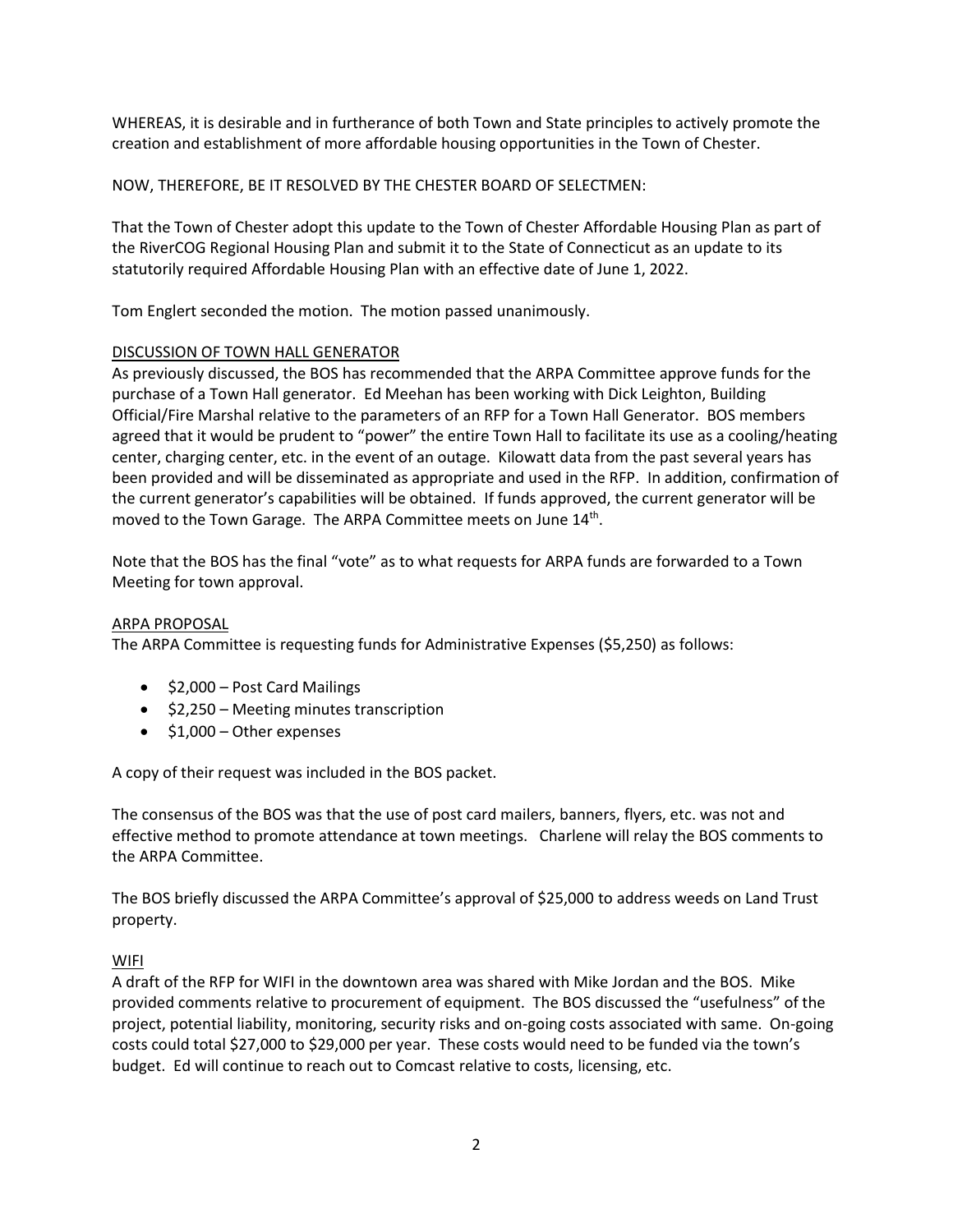WHEREAS, it is desirable and in furtherance of both Town and State principles to actively promote the creation and establishment of more affordable housing opportunities in the Town of Chester.

NOW, THEREFORE, BE IT RESOLVED BY THE CHESTER BOARD OF SELECTMEN:

That the Town of Chester adopt this update to the Town of Chester Affordable Housing Plan as part of the RiverCOG Regional Housing Plan and submit it to the State of Connecticut as an update to its statutorily required Affordable Housing Plan with an effective date of June 1, 2022.

Tom Englert seconded the motion. The motion passed unanimously.

DISCUSSION OF TOWN HALL GENERATOR

As previously discussed, the BOS has recommended that the ARPA Committee approve funds for the purchase of a Town Hall generator. Ed Meehan has been working with Dick Leighton, Building Official/Fire Marshal relative to the parameters of an RFP for a Town Hall Generator. BOS members agreed that it would be prudent to "power" the entire Town Hall to facilitate its use as a cooling/heating center, charging center, etc. in the event of an outage. Kilowatt data from the past several years has been provided and will be disseminated as appropriate and used in the RFP. In addition, confirmation of the current generator's capabilities will be obtained. If funds approved, the current generator will be moved to the Town Garage. The ARPA Committee meets on June 14th.

Note that the BOS has the final "vote" as to what requests for ARPA funds are forwarded to a Town Meeting for town approval.

ARPA PROPOSAL

The ARPA Committee is requesting funds for Administrative Expenses ($5,250) as follows:

- $2,000 – Post Card Mailings
- $2,250 – Meeting minutes transcription
- $1,000 – Other expenses

A copy of their request was included in the BOS packet.

The consensus of the BOS was that the use of post card mailers, banners, flyers, etc. was not and effective method to promote attendance at town meetings. Charlene will relay the BOS comments to the ARPA Committee.

The BOS briefly discussed the ARPA Committee's approval of $25,000 to address weeds on Land Trust property.

WIFI

A draft of the RFP for WIFI in the downtown area was shared with Mike Jordan and the BOS. Mike provided comments relative to procurement of equipment. The BOS discussed the "usefulness" of the project, potential liability, monitoring, security risks and on-going costs associated with same. On-going costs could total $27,000 to $29,000 per year. These costs would need to be funded via the town's budget. Ed will continue to reach out to Comcast relative to costs, licensing, etc.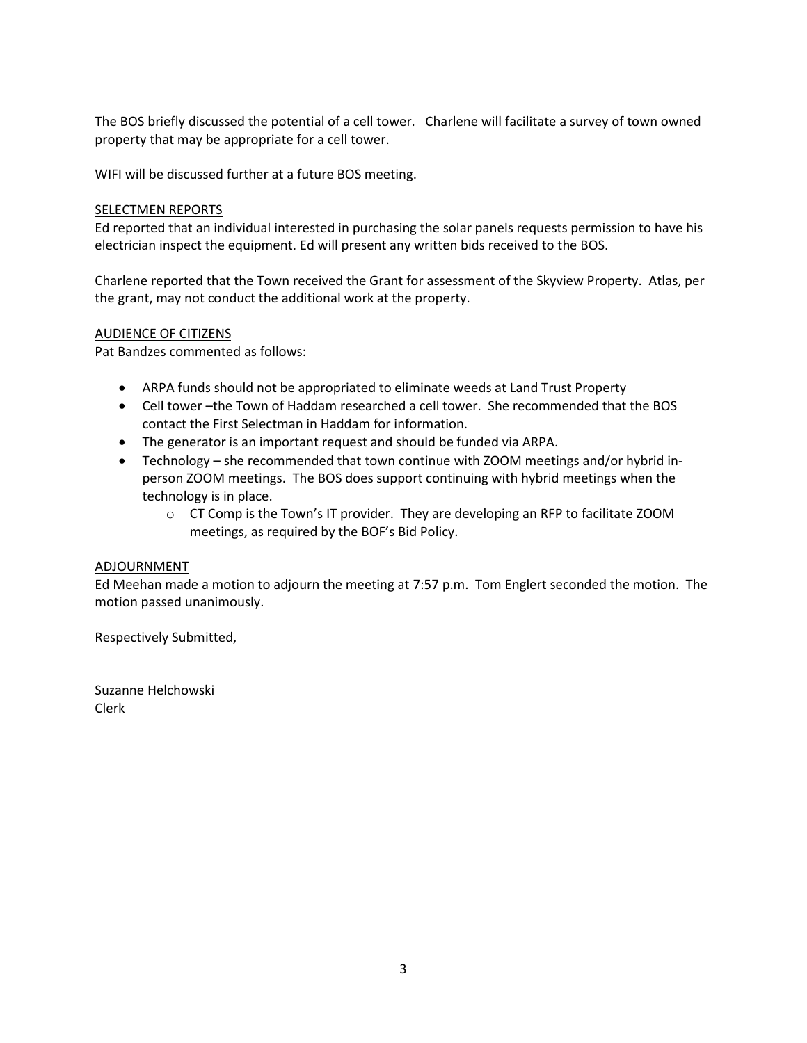The BOS briefly discussed the potential of a cell tower. Charlene will facilitate a survey of town owned property that may be appropriate for a cell tower.

WIFI will be discussed further at a future BOS meeting.

SELECTMEN REPORTS

Ed reported that an individual interested in purchasing the solar panels requests permission to have his electrician inspect the equipment. Ed will present any written bids received to the BOS.

Charlene reported that the Town received the Grant for assessment of the Skyview Property. Atlas, per the grant, may not conduct the additional work at the property.

AUDIENCE OF CITIZENS

Pat Bandzes commented as follows:

- ARPA funds should not be appropriated to eliminate weeds at Land Trust Property
- Cell tower –the Town of Haddam researched a cell tower. She recommended that the BOS contact the First Selectman in Haddam for information.
- The generator is an important request and should be funded via ARPA.
- Technology – she recommended that town continue with ZOOM meetings and/or hybrid in-person ZOOM meetings. The BOS does support continuing with hybrid meetings when the technology is in place.
    - CT Comp is the Town's IT provider. They are developing an RFP to facilitate ZOOM meetings, as required by the BOF's Bid Policy.

ADJOURNMENT

Ed Meehan made a motion to adjourn the meeting at 7:57 p.m. Tom Englert seconded the motion. The motion passed unanimously.

Respectively Submitted,

Suzanne Helchowski
Clerk